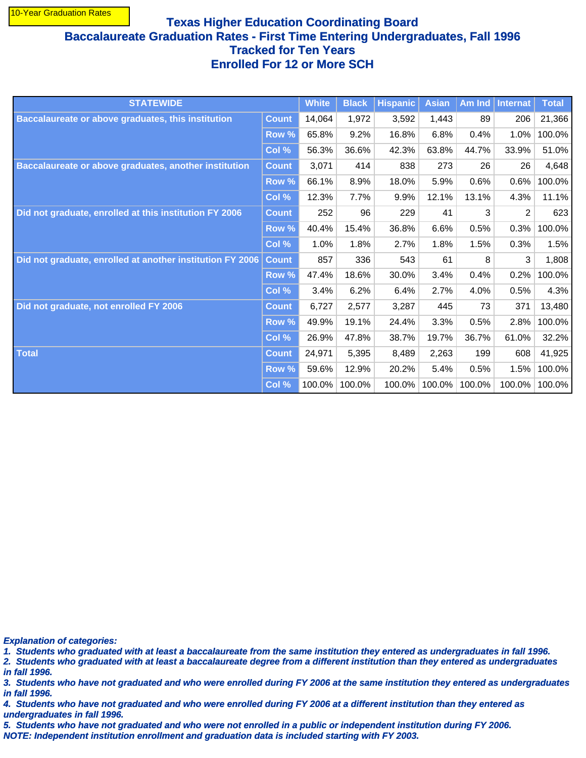10-Year Graduation Rates

# Texas Higher Education Coordinating Board
## Baccalaureate Graduation Rates - First Time Entering Undergraduates, Fall 1996
## Tracked for Ten Years
## Enrolled For 12 or More SCH

| STATEWIDE | | White | Black | Hispanic | Asian | Am Ind | Internat | Total |
|---|---|---|---|---|---|---|---|---|
| **Baccalaureate or above graduates, this institution** | **Count** | 14,064 | 1,972 | 3,592 | 1,443 | 89 | 206 | 21,366 |
| | **Row %** | 65.8% | 9.2% | 16.8% | 6.8% | 0.4% | 1.0% | 100.0% |
| | **Col %** | 56.3% | 36.6% | 42.3% | 63.8% | 44.7% | 33.9% | 51.0% |
| **Baccalaureate or above graduates, another institution** | **Count** | 3,071 | 414 | 838 | 273 | 26 | 26 | 4,648 |
| | **Row %** | 66.1% | 8.9% | 18.0% | 5.9% | 0.6% | 0.6% | 100.0% |
| | **Col %** | 12.3% | 7.7% | 9.9% | 12.1% | 13.1% | 4.3% | 11.1% |
| **Did not graduate, enrolled at this institution FY 2006** | **Count** | 252 | 96 | 229 | 41 | 3 | 2 | 623 |
| | **Row %** | 40.4% | 15.4% | 36.8% | 6.6% | 0.5% | 0.3% | 100.0% |
| | **Col %** | 1.0% | 1.8% | 2.7% | 1.8% | 1.5% | 0.3% | 1.5% |
| **Did not graduate, enrolled at another institution FY 2006** | **Count** | 857 | 336 | 543 | 61 | 8 | 3 | 1,808 |
| | **Row %** | 47.4% | 18.6% | 30.0% | 3.4% | 0.4% | 0.2% | 100.0% |
| | **Col %** | 3.4% | 6.2% | 6.4% | 2.7% | 4.0% | 0.5% | 4.3% |
| **Did not graduate, not enrolled FY 2006** | **Count** | 6,727 | 2,577 | 3,287 | 445 | 73 | 371 | 13,480 |
| | **Row %** | 49.9% | 19.1% | 24.4% | 3.3% | 0.5% | 2.8% | 100.0% |
| | **Col %** | 26.9% | 47.8% | 38.7% | 19.7% | 36.7% | 61.0% | 32.2% |
| **Total** | **Count** | 24,971 | 5,395 | 8,489 | 2,263 | 199 | 608 | 41,925 |
| | **Row %** | 59.6% | 12.9% | 20.2% | 5.4% | 0.5% | 1.5% | 100.0% |
| | **Col %** | 100.0% | 100.0% | 100.0% | 100.0% | 100.0% | 100.0% | 100.0% |

***Explanation of categories:***
***1. Students who graduated with at least a baccalaureate from the same institution they entered as undergraduates in fall 1996.***
***2. Students who graduated with at least a baccalaureate degree from a different institution than they entered as undergraduates in fall 1996.***
***3. Students who have not graduated and who were enrolled during FY 2006 at the same institution they entered as undergraduates in fall 1996.***
***4. Students who have not graduated and who were enrolled during FY 2006 at a different institution than they entered as undergraduates in fall 1996.***
***5. Students who have not graduated and who were not enrolled in a public or independent institution during FY 2006.***
***NOTE: Independent institution enrollment and graduation data is included starting with FY 2003.***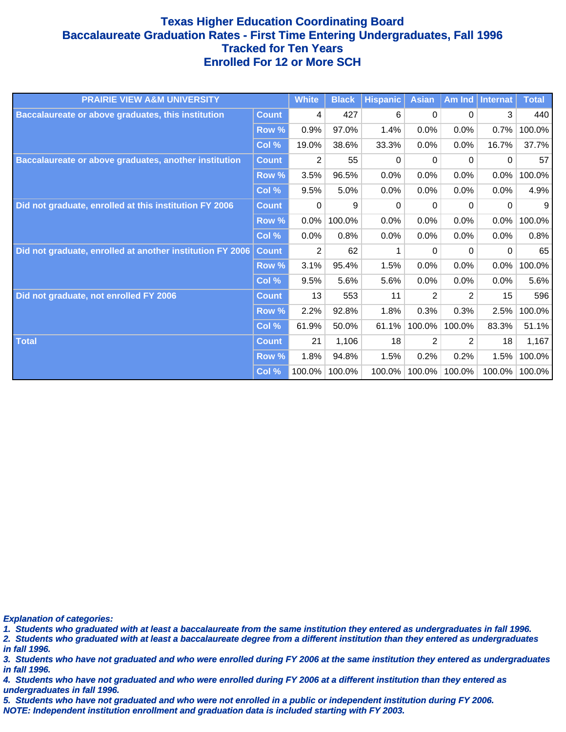# Texas Higher Education Coordinating Board
## Baccalaureate Graduation Rates - First Time Entering Undergraduates, Fall 1996
## Tracked for Ten Years
## Enrolled For 12 or More SCH

| PRAIRIE VIEW A&M UNIVERSITY | | White | Black | Hispanic | Asian | Am Ind | Internat | Total |
|---|---|---|---|---|---|---|---|---|
| Baccalaureate or above graduates, this institution | Count | 4 | 427 | 6 | 0 | 0 | 3 | 440 |
| | Row % | 0.9% | 97.0% | 1.4% | 0.0% | 0.0% | 0.7% | 100.0% |
| | Col % | 19.0% | 38.6% | 33.3% | 0.0% | 0.0% | 16.7% | 37.7% |
| Baccalaureate or above graduates, another institution | Count | 2 | 55 | 0 | 0 | 0 | 0 | 57 |
| | Row % | 3.5% | 96.5% | 0.0% | 0.0% | 0.0% | 0.0% | 100.0% |
| | Col % | 9.5% | 5.0% | 0.0% | 0.0% | 0.0% | 0.0% | 4.9% |
| Did not graduate, enrolled at this institution FY 2006 | Count | 0 | 9 | 0 | 0 | 0 | 0 | 9 |
| | Row % | 0.0% | 100.0% | 0.0% | 0.0% | 0.0% | 0.0% | 100.0% |
| | Col % | 0.0% | 0.8% | 0.0% | 0.0% | 0.0% | 0.0% | 0.8% |
| Did not graduate, enrolled at another institution FY 2006 | Count | 2 | 62 | 1 | 0 | 0 | 0 | 65 |
| | Row % | 3.1% | 95.4% | 1.5% | 0.0% | 0.0% | 0.0% | 100.0% |
| | Col % | 9.5% | 5.6% | 5.6% | 0.0% | 0.0% | 0.0% | 5.6% |
| Did not graduate, not enrolled FY 2006 | Count | 13 | 553 | 11 | 2 | 2 | 15 | 596 |
| | Row % | 2.2% | 92.8% | 1.8% | 0.3% | 0.3% | 2.5% | 100.0% |
| | Col % | 61.9% | 50.0% | 61.1% | 100.0% | 100.0% | 83.3% | 51.1% |
| Total | Count | 21 | 1,106 | 18 | 2 | 2 | 18 | 1,167 |
| | Row % | 1.8% | 94.8% | 1.5% | 0.2% | 0.2% | 1.5% | 100.0% |
| | Col % | 100.0% | 100.0% | 100.0% | 100.0% | 100.0% | 100.0% | 100.0% |

***Explanation of categories:***

***1. Students who graduated with at least a baccalaureate from the same institution they entered as undergraduates in fall 1996.***

***2. Students who graduated with at least a baccalaureate degree from a different institution than they entered as undergraduates in fall 1996.***

***3. Students who have not graduated and who were enrolled during FY 2006 at the same institution they entered as undergraduates in fall 1996.***

***4. Students who have not graduated and who were enrolled during FY 2006 at a different institution than they entered as undergraduates in fall 1996.***

***5. Students who have not graduated and who were not enrolled in a public or independent institution during FY 2006.***

***NOTE: Independent institution enrollment and graduation data is included starting with FY 2003.***